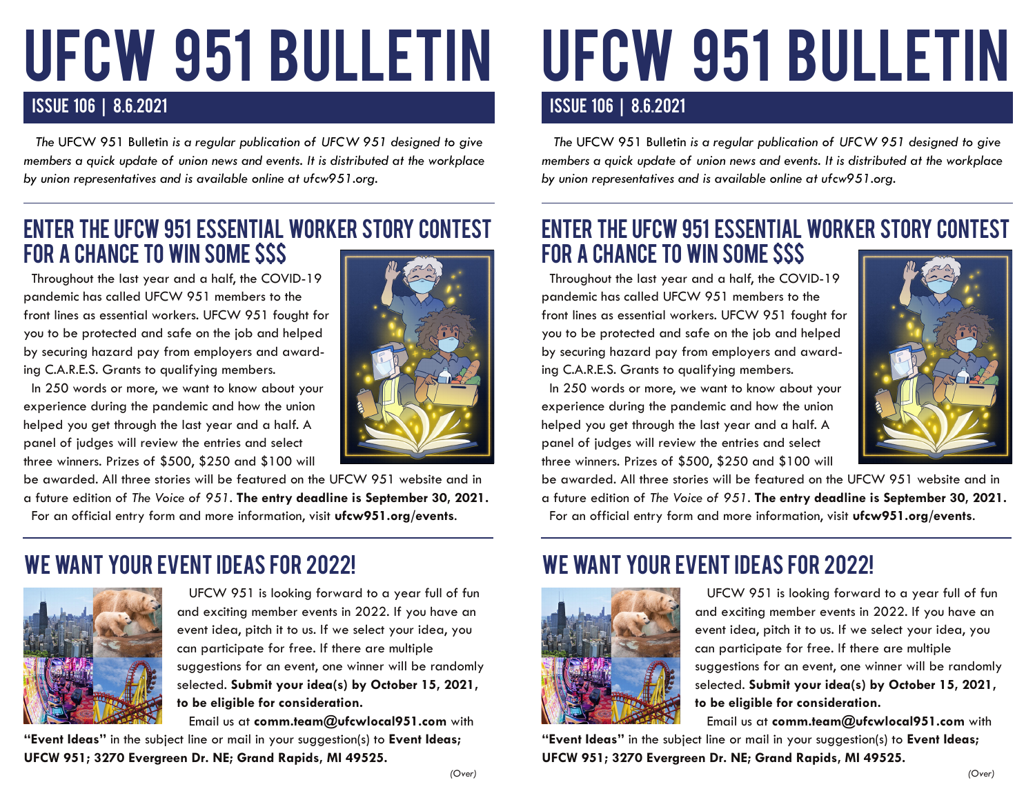# UFCW 951 BULLETIN

## ISSUE 106 | 8.6.2021

*The* UFCW 951 Bulletin *is a regular publication of UFCW 951 designed to give members a quick update of union news and events. It is distributed at the workplace by union representatives and is available online at ufcw951.org.*

## ENTER THE UFCW 951 ESSENTIAL WORKER STORY CONTEST FOR A CHANCE TO WIN SOME $$$

Throughout the last year and a half, the COVID-19 pandemic has called UFCW 951 members to the front lines as essential workers. UFCW 951 fought for you to be protected and safe on the job and helped by securing hazard pay from employers and awarding C.A.R.E.S. Grants to qualifying members.

In 250 words or more, we want to know about your experience during the pandemic and how the union helped you get through the last year and a half. A panel of judges will review the entries and select three winners. Prizes of $500, $250 and $100 will be awarded. All three stories will be featured on the UFCW 951 website and in a future edition of *The Voice of 951*. **The entry deadline is September 30, 2021.**

For an official entry form and more information, visit **ufcw951.org/events**.

## WE WANT YOUR EVENT IDEAS FOR 2022!

UFCW 951 is looking forward to a year full of fun and exciting member events in 2022. If you have an event idea, pitch it to us. If we select your idea, you can participate for free. If there are multiple suggestions for an event, one winner will be randomly selected. **Submit your idea(s) by October 15, 2021, to be eligible for consideration.**

Email us at **comm.team@ufcwlocal951.com** with **"Event Ideas"** in the subject line or mail in your suggestion(s) to **Event Ideas; UFCW 951; 3270 Evergreen Dr. NE; Grand Rapids, MI 49525.**

*(Over)*

# UFCW 951 BULLETIN

## ISSUE 106 | 8.6.2021

*The* UFCW 951 Bulletin *is a regular publication of UFCW 951 designed to give members a quick update of union news and events. It is distributed at the workplace by union representatives and is available online at ufcw951.org.*

## ENTER THE UFCW 951 ESSENTIAL WORKER STORY CONTEST FOR A CHANCE TO WIN SOME $$$

Throughout the last year and a half, the COVID-19 pandemic has called UFCW 951 members to the front lines as essential workers. UFCW 951 fought for you to be protected and safe on the job and helped by securing hazard pay from employers and awarding C.A.R.E.S. Grants to qualifying members.

In 250 words or more, we want to know about your experience during the pandemic and how the union helped you get through the last year and a half. A panel of judges will review the entries and select three winners. Prizes of $500, $250 and $100 will be awarded. All three stories will be featured on the UFCW 951 website and in a future edition of *The Voice of 951*. **The entry deadline is September 30, 2021.**

For an official entry form and more information, visit **ufcw951.org/events**.

## WE WANT YOUR EVENT IDEAS FOR 2022!

UFCW 951 is looking forward to a year full of fun and exciting member events in 2022. If you have an event idea, pitch it to us. If we select your idea, you can participate for free. If there are multiple suggestions for an event, one winner will be randomly selected. **Submit your idea(s) by October 15, 2021, to be eligible for consideration.**

Email us at **comm.team@ufcwlocal951.com** with **"Event Ideas"** in the subject line or mail in your suggestion(s) to **Event Ideas; UFCW 951; 3270 Evergreen Dr. NE; Grand Rapids, MI 49525.**

*(Over)*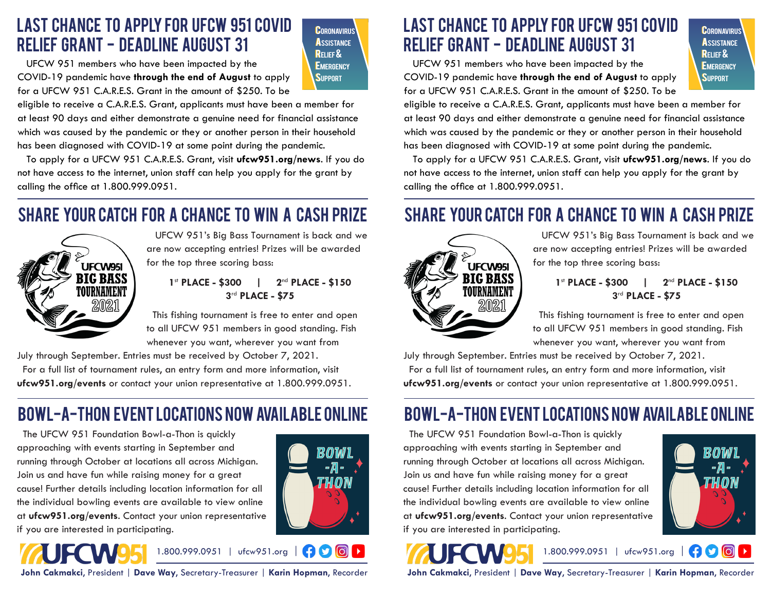# LAST CHANCE TO APPLY FOR UFCW 951 COVID RELIEF GRANT – DEADLINE AUGUST 31

**C**ORONAVIRUS **A**SSISTANCE **R**ELIEF & **E**MERGENCY **S**UPPORT

UFCW 951 members who have been impacted by the COVID-19 pandemic have **through the end of August** to apply for a UFCW 951 C.A.R.E.S. Grant in the amount of $250. To be eligible to receive a C.A.R.E.S. Grant, applicants must have been a member for at least 90 days and either demonstrate a genuine need for financial assistance which was caused by the pandemic or they or another person in their household has been diagnosed with COVID-19 at some point during the pandemic.

To apply for a UFCW 951 C.A.R.E.S. Grant, visit **ufcw951.org/news**. If you do not have access to the internet, union staff can help you apply for the grant by calling the office at 1.800.999.0951.

# SHARE YOUR CATCH FOR A CHANCE TO WIN A CASH PRIZE

UFCW951 BIG BASS TOURNAMENT 2021

UFCW 951's Big Bass Tournament is back and we are now accepting entries! Prizes will be awarded for the top three scoring bass:

**1st PLACE - $300 | 2nd PLACE - $150**
**3rd PLACE - $75**

This fishing tournament is free to enter and open to all UFCW 951 members in good standing. Fish whenever you want, wherever you want from July through September. Entries must be received by October 7, 2021.

For a full list of tournament rules, an entry form and more information, visit **ufcw951.org/events** or contact your union representative at 1.800.999.0951.

# BOWL-A-THON EVENT LOCATIONS NOW AVAILABLE ONLINE

BOWL-A-THON

The UFCW 951 Foundation Bowl-a-Thon is quickly approaching with events starting in September and running through October at locations all across Michigan. Join us and have fun while raising money for a great cause! Further details including location information for all the individual bowling events are available to view online at **ufcw951.org/events**. Contact your union representative if you are interested in participating.

UFCW951 1.800.999.0951 | ufcw951.org

**John Cakmakci**, President | **Dave Way**, Secretary-Treasurer | **Karin Hopman**, Recorder

---

# LAST CHANCE TO APPLY FOR UFCW 951 COVID RELIEF GRANT – DEADLINE AUGUST 31

**C**ORONAVIRUS **A**SSISTANCE **R**ELIEF & **E**MERGENCY **S**UPPORT

UFCW 951 members who have been impacted by the COVID-19 pandemic have **through the end of August** to apply for a UFCW 951 C.A.R.E.S. Grant in the amount of $250. To be eligible to receive a C.A.R.E.S. Grant, applicants must have been a member for at least 90 days and either demonstrate a genuine need for financial assistance which was caused by the pandemic or they or another person in their household has been diagnosed with COVID-19 at some point during the pandemic.

To apply for a UFCW 951 C.A.R.E.S. Grant, visit **ufcw951.org/news**. If you do not have access to the internet, union staff can help you apply for the grant by calling the office at 1.800.999.0951.

# SHARE YOUR CATCH FOR A CHANCE TO WIN A CASH PRIZE

UFCW951 BIG BASS TOURNAMENT 2021

UFCW 951's Big Bass Tournament is back and we are now accepting entries! Prizes will be awarded for the top three scoring bass:

**1st PLACE - $300 | 2nd PLACE - $150**
**3rd PLACE - $75**

This fishing tournament is free to enter and open to all UFCW 951 members in good standing. Fish whenever you want, wherever you want from July through September. Entries must be received by October 7, 2021.

For a full list of tournament rules, an entry form and more information, visit **ufcw951.org/events** or contact your union representative at 1.800.999.0951.

# BOWL-A-THON EVENT LOCATIONS NOW AVAILABLE ONLINE

BOWL-A-THON

The UFCW 951 Foundation Bowl-a-Thon is quickly approaching with events starting in September and running through October at locations all across Michigan. Join us and have fun while raising money for a great cause! Further details including location information for all the individual bowling events are available to view online at **ufcw951.org/events**. Contact your union representative if you are interested in participating.

UFCW951 1.800.999.0951 | ufcw951.org

**John Cakmakci**, President | **Dave Way**, Secretary-Treasurer | **Karin Hopman**, Recorder